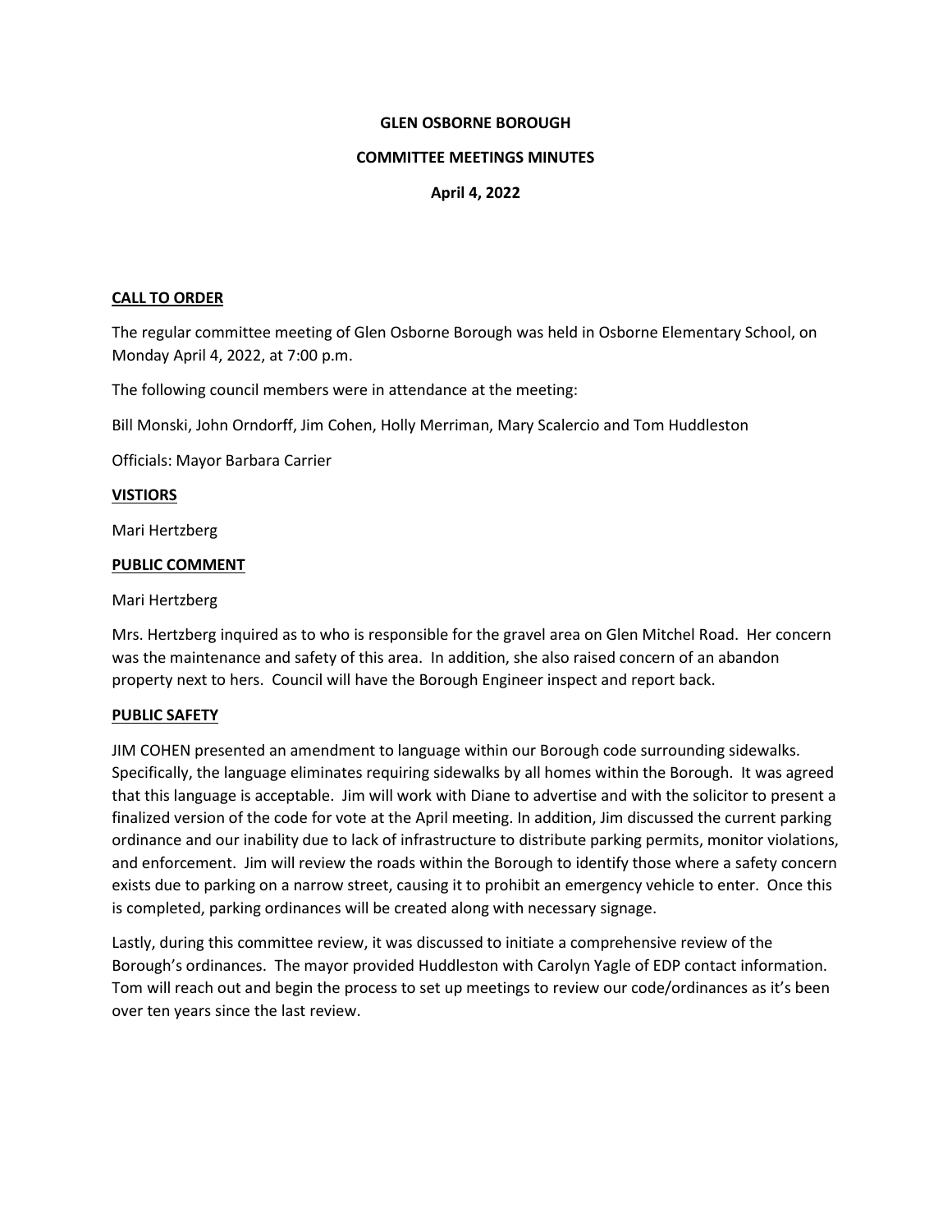**GLEN OSBORNE BOROUGH**

**COMMITTEE MEETINGS MINUTES**

**April 4, 2022**

**CALL TO ORDER**

The regular committee meeting of Glen Osborne Borough was held in Osborne Elementary School, on Monday April 4, 2022, at 7:00 p.m.

The following council members were in attendance at the meeting:

Bill Monski, John Orndorff, Jim Cohen, Holly Merriman, Mary Scalercio and Tom Huddleston

Officials: Mayor Barbara Carrier

**VISTIORS**

Mari Hertzberg

**PUBLIC COMMENT**

Mari Hertzberg

Mrs. Hertzberg inquired as to who is responsible for the gravel area on Glen Mitchel Road. Her concern was the maintenance and safety of this area. In addition, she also raised concern of an abandon property next to hers. Council will have the Borough Engineer inspect and report back.

**PUBLIC SAFETY**

JIM COHEN presented an amendment to language within our Borough code surrounding sidewalks. Specifically, the language eliminates requiring sidewalks by all homes within the Borough. It was agreed that this language is acceptable. Jim will work with Diane to advertise and with the solicitor to present a finalized version of the code for vote at the April meeting. In addition, Jim discussed the current parking ordinance and our inability due to lack of infrastructure to distribute parking permits, monitor violations, and enforcement. Jim will review the roads within the Borough to identify those where a safety concern exists due to parking on a narrow street, causing it to prohibit an emergency vehicle to enter. Once this is completed, parking ordinances will be created along with necessary signage.

Lastly, during this committee review, it was discussed to initiate a comprehensive review of the Borough's ordinances. The mayor provided Huddleston with Carolyn Yagle of EDP contact information. Tom will reach out and begin the process to set up meetings to review our code/ordinances as it's been over ten years since the last review.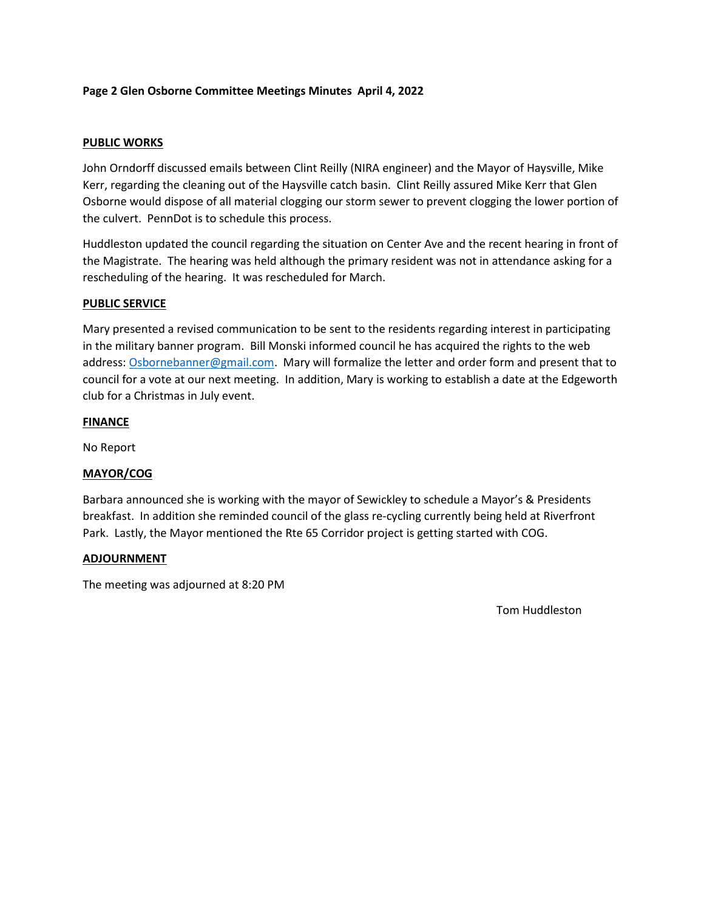**Page 2 Glen Osborne Committee Meetings Minutes April 4, 2022**

## PUBLIC WORKS

John Orndorff discussed emails between Clint Reilly (NIRA engineer) and the Mayor of Haysville, Mike Kerr, regarding the cleaning out of the Haysville catch basin. Clint Reilly assured Mike Kerr that Glen Osborne would dispose of all material clogging our storm sewer to prevent clogging the lower portion of the culvert. PennDot is to schedule this process.

Huddleston updated the council regarding the situation on Center Ave and the recent hearing in front of the Magistrate. The hearing was held although the primary resident was not in attendance asking for a rescheduling of the hearing. It was rescheduled for March.

## PUBLIC SERVICE

Mary presented a revised communication to be sent to the residents regarding interest in participating in the military banner program. Bill Monski informed council he has acquired the rights to the web address: Osbornebanner@gmail.com. Mary will formalize the letter and order form and present that to council for a vote at our next meeting. In addition, Mary is working to establish a date at the Edgeworth club for a Christmas in July event.

## FINANCE

No Report

## MAYOR/COG

Barbara announced she is working with the mayor of Sewickley to schedule a Mayor's & Presidents breakfast. In addition she reminded council of the glass re-cycling currently being held at Riverfront Park. Lastly, the Mayor mentioned the Rte 65 Corridor project is getting started with COG.

## ADJOURNMENT

The meeting was adjourned at 8:20 PM

Tom Huddleston